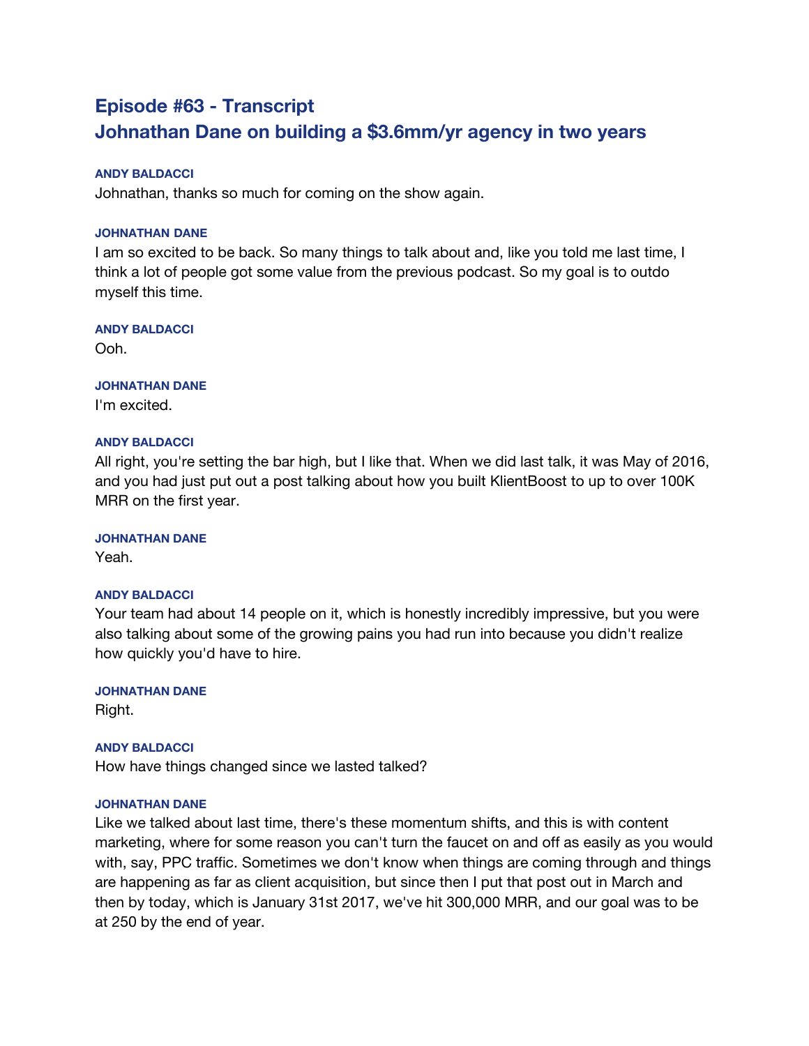# Episode #63 - Transcript
# Johnathan Dane on building a $3.6mm/yr agency in two years

**ANDY BALDACCI**

Johnathan, thanks so much for coming on the show again.

**JOHNATHAN DANE**

I am so excited to be back. So many things to talk about and, like you told me last time, I think a lot of people got some value from the previous podcast. So my goal is to outdo myself this time.

**ANDY BALDACCI**

Ooh.

**JOHNATHAN DANE**

I'm excited.

**ANDY BALDACCI**

All right, you're setting the bar high, but I like that. When we did last talk, it was May of 2016, and you had just put out a post talking about how you built KlientBoost to up to over 100K MRR on the first year.

**JOHNATHAN DANE**

Yeah.

**ANDY BALDACCI**

Your team had about 14 people on it, which is honestly incredibly impressive, but you were also talking about some of the growing pains you had run into because you didn't realize how quickly you'd have to hire.

**JOHNATHAN DANE**

Right.

**ANDY BALDACCI**

How have things changed since we lasted talked?

**JOHNATHAN DANE**

Like we talked about last time, there's these momentum shifts, and this is with content marketing, where for some reason you can't turn the faucet on and off as easily as you would with, say, PPC traffic. Sometimes we don't know when things are coming through and things are happening as far as client acquisition, but since then I put that post out in March and then by today, which is January 31st 2017, we've hit 300,000 MRR, and our goal was to be at 250 by the end of year.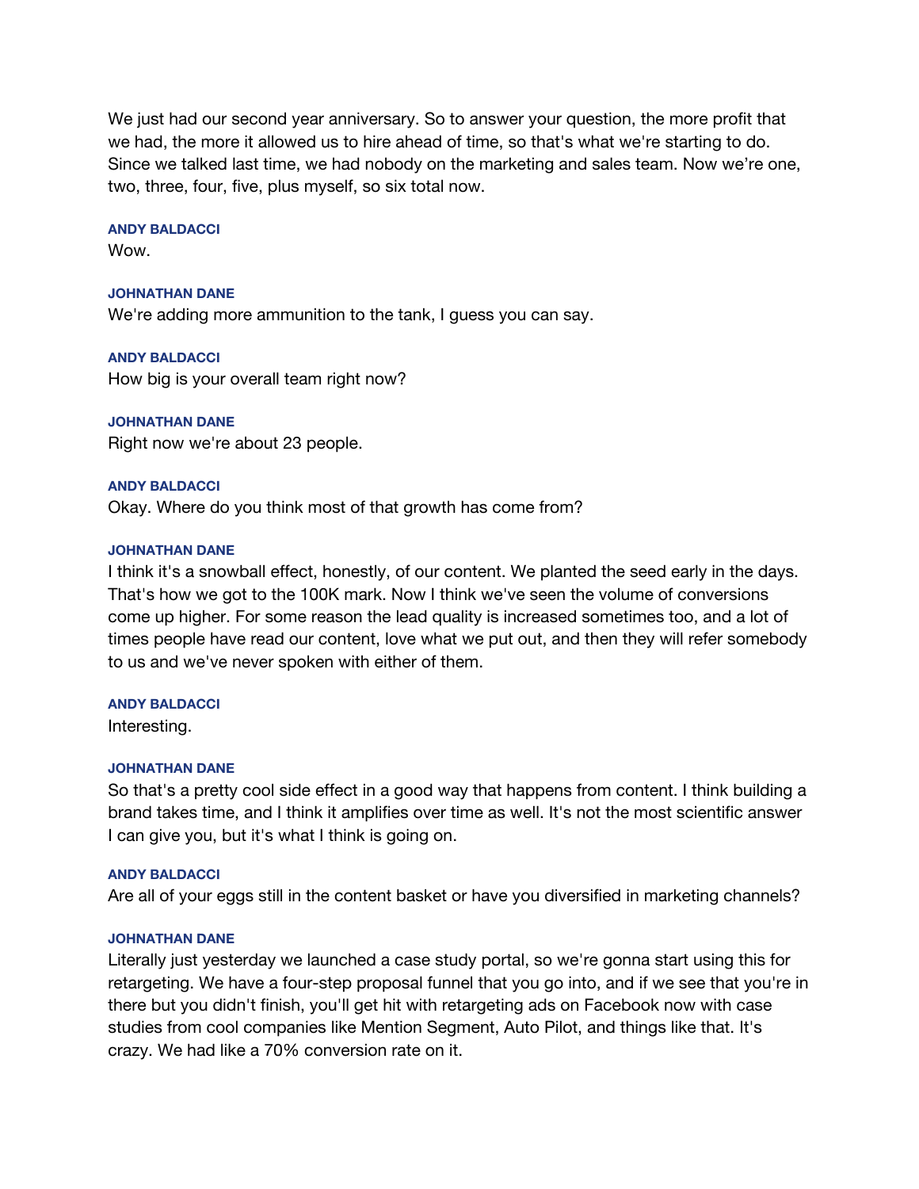We just had our second year anniversary. So to answer your question, the more profit that we had, the more it allowed us to hire ahead of time, so that's what we're starting to do. Since we talked last time, we had nobody on the marketing and sales team. Now we're one, two, three, four, five, plus myself, so six total now.

**ANDY BALDACCI**
Wow.

**JOHNATHAN DANE**
We're adding more ammunition to the tank, I guess you can say.

**ANDY BALDACCI**
How big is your overall team right now?

**JOHNATHAN DANE**
Right now we're about 23 people.

**ANDY BALDACCI**
Okay. Where do you think most of that growth has come from?

**JOHNATHAN DANE**
I think it's a snowball effect, honestly, of our content. We planted the seed early in the days. That's how we got to the 100K mark. Now I think we've seen the volume of conversions come up higher. For some reason the lead quality is increased sometimes too, and a lot of times people have read our content, love what we put out, and then they will refer somebody to us and we've never spoken with either of them.

**ANDY BALDACCI**
Interesting.

**JOHNATHAN DANE**
So that's a pretty cool side effect in a good way that happens from content. I think building a brand takes time, and I think it amplifies over time as well. It's not the most scientific answer I can give you, but it's what I think is going on.

**ANDY BALDACCI**
Are all of your eggs still in the content basket or have you diversified in marketing channels?

**JOHNATHAN DANE**
Literally just yesterday we launched a case study portal, so we're gonna start using this for retargeting. We have a four-step proposal funnel that you go into, and if we see that you're in there but you didn't finish, you'll get hit with retargeting ads on Facebook now with case studies from cool companies like Mention Segment, Auto Pilot, and things like that. It's crazy. We had like a 70% conversion rate on it.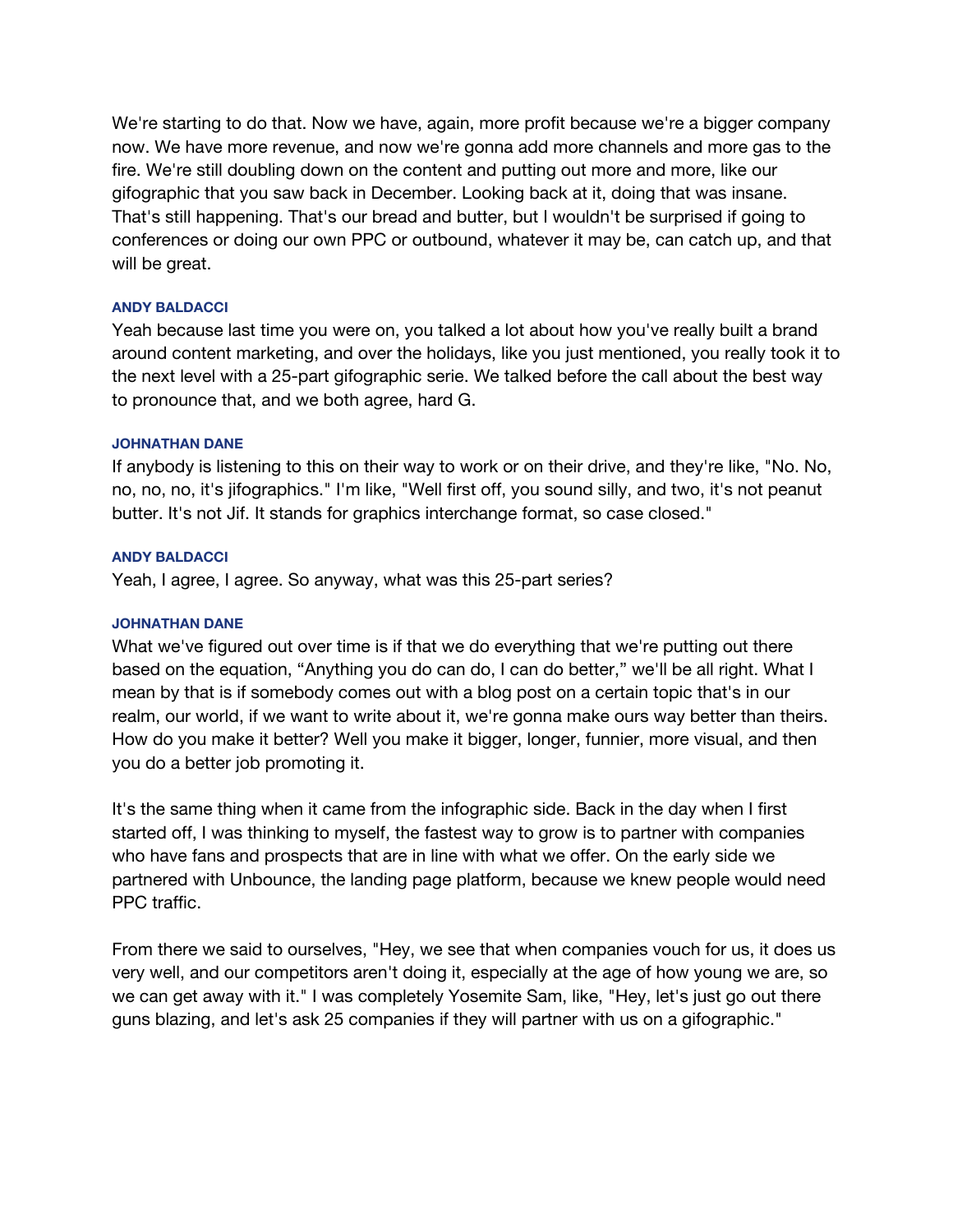We're starting to do that. Now we have, again, more profit because we're a bigger company now. We have more revenue, and now we're gonna add more channels and more gas to the fire. We're still doubling down on the content and putting out more and more, like our gifographic that you saw back in December. Looking back at it, doing that was insane. That's still happening. That's our bread and butter, but I wouldn't be surprised if going to conferences or doing our own PPC or outbound, whatever it may be, can catch up, and that will be great.

**ANDY BALDACCI**

Yeah because last time you were on, you talked a lot about how you've really built a brand around content marketing, and over the holidays, like you just mentioned, you really took it to the next level with a 25-part gifographic serie. We talked before the call about the best way to pronounce that, and we both agree, hard G.

**JOHNATHAN DANE**

If anybody is listening to this on their way to work or on their drive, and they're like, "No. No, no, no, no, it's jifographics." I'm like, "Well first off, you sound silly, and two, it's not peanut butter. It's not Jif. It stands for graphics interchange format, so case closed."

**ANDY BALDACCI**

Yeah, I agree, I agree. So anyway, what was this 25-part series?

**JOHNATHAN DANE**

What we've figured out over time is if that we do everything that we're putting out there based on the equation, “Anything you do can do, I can do better,” we'll be all right. What I mean by that is if somebody comes out with a blog post on a certain topic that's in our realm, our world, if we want to write about it, we're gonna make ours way better than theirs. How do you make it better? Well you make it bigger, longer, funnier, more visual, and then you do a better job promoting it.

It's the same thing when it came from the infographic side. Back in the day when I first started off, I was thinking to myself, the fastest way to grow is to partner with companies who have fans and prospects that are in line with what we offer. On the early side we partnered with Unbounce, the landing page platform, because we knew people would need PPC traffic.

From there we said to ourselves, "Hey, we see that when companies vouch for us, it does us very well, and our competitors aren't doing it, especially at the age of how young we are, so we can get away with it." I was completely Yosemite Sam, like, "Hey, let's just go out there guns blazing, and let's ask 25 companies if they will partner with us on a gifographic."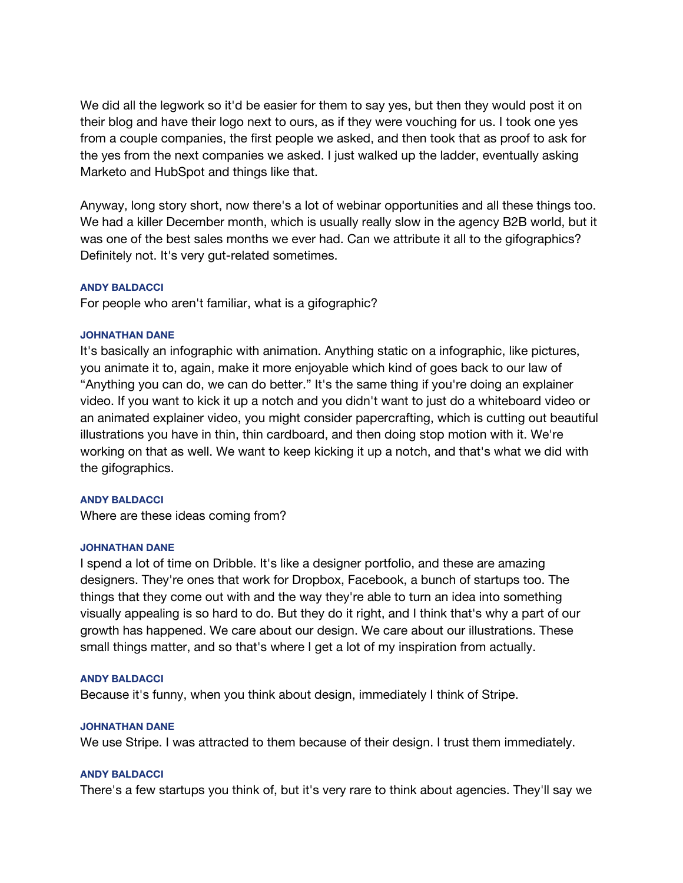We did all the legwork so it'd be easier for them to say yes, but then they would post it on their blog and have their logo next to ours, as if they were vouching for us. I took one yes from a couple companies, the first people we asked, and then took that as proof to ask for the yes from the next companies we asked. I just walked up the ladder, eventually asking Marketo and HubSpot and things like that.

Anyway, long story short, now there's a lot of webinar opportunities and all these things too. We had a killer December month, which is usually really slow in the agency B2B world, but it was one of the best sales months we ever had. Can we attribute it all to the gifographics? Definitely not. It's very gut-related sometimes.

**ANDY BALDACCI**

For people who aren't familiar, what is a gifographic?

**JOHNATHAN DANE**

It's basically an infographic with animation. Anything static on a infographic, like pictures, you animate it to, again, make it more enjoyable which kind of goes back to our law of "Anything you can do, we can do better." It's the same thing if you're doing an explainer video. If you want to kick it up a notch and you didn't want to just do a whiteboard video or an animated explainer video, you might consider papercrafting, which is cutting out beautiful illustrations you have in thin, thin cardboard, and then doing stop motion with it. We're working on that as well. We want to keep kicking it up a notch, and that's what we did with the gifographics.

**ANDY BALDACCI**

Where are these ideas coming from?

**JOHNATHAN DANE**

I spend a lot of time on Dribble. It's like a designer portfolio, and these are amazing designers. They're ones that work for Dropbox, Facebook, a bunch of startups too. The things that they come out with and the way they're able to turn an idea into something visually appealing is so hard to do. But they do it right, and I think that's why a part of our growth has happened. We care about our design. We care about our illustrations. These small things matter, and so that's where I get a lot of my inspiration from actually.

**ANDY BALDACCI**

Because it's funny, when you think about design, immediately I think of Stripe.

**JOHNATHAN DANE**

We use Stripe. I was attracted to them because of their design. I trust them immediately.

**ANDY BALDACCI**

There's a few startups you think of, but it's very rare to think about agencies. They'll say we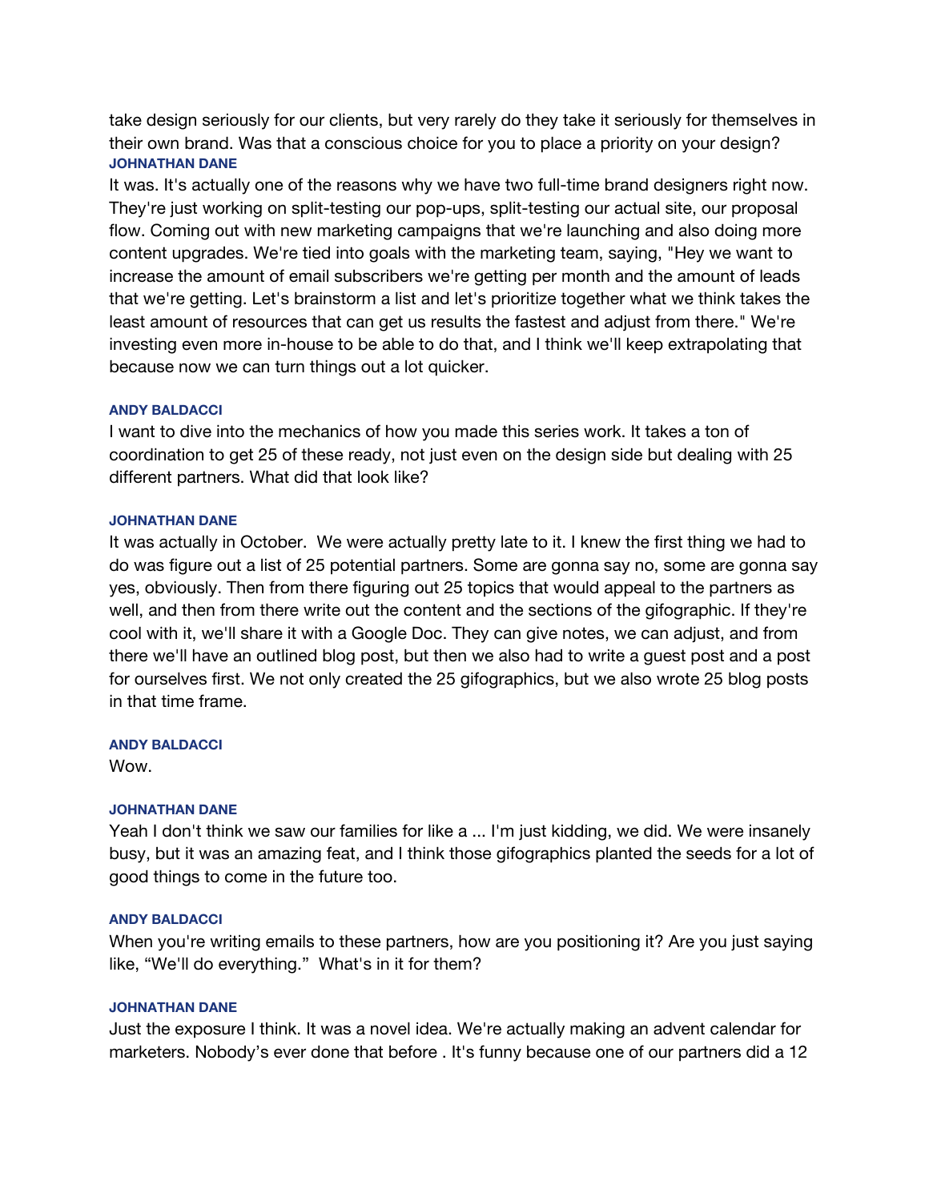take design seriously for our clients, but very rarely do they take it seriously for themselves in their own brand. Was that a conscious choice for you to place a priority on your design?

**JOHNATHAN DANE**

It was. It's actually one of the reasons why we have two full-time brand designers right now. They're just working on split-testing our pop-ups, split-testing our actual site, our proposal flow. Coming out with new marketing campaigns that we're launching and also doing more content upgrades. We're tied into goals with the marketing team, saying, "Hey we want to increase the amount of email subscribers we're getting per month and the amount of leads that we're getting. Let's brainstorm a list and let's prioritize together what we think takes the least amount of resources that can get us results the fastest and adjust from there." We're investing even more in-house to be able to do that, and I think we'll keep extrapolating that because now we can turn things out a lot quicker.

**ANDY BALDACCI**

I want to dive into the mechanics of how you made this series work. It takes a ton of coordination to get 25 of these ready, not just even on the design side but dealing with 25 different partners. What did that look like?

**JOHNATHAN DANE**

It was actually in October. We were actually pretty late to it. I knew the first thing we had to do was figure out a list of 25 potential partners. Some are gonna say no, some are gonna say yes, obviously. Then from there figuring out 25 topics that would appeal to the partners as well, and then from there write out the content and the sections of the gifographic. If they're cool with it, we'll share it with a Google Doc. They can give notes, we can adjust, and from there we'll have an outlined blog post, but then we also had to write a guest post and a post for ourselves first. We not only created the 25 gifographics, but we also wrote 25 blog posts in that time frame.

**ANDY BALDACCI**

Wow.

**JOHNATHAN DANE**

Yeah I don't think we saw our families for like a ... I'm just kidding, we did. We were insanely busy, but it was an amazing feat, and I think those gifographics planted the seeds for a lot of good things to come in the future too.

**ANDY BALDACCI**

When you're writing emails to these partners, how are you positioning it? Are you just saying like, "We'll do everything." What's in it for them?

**JOHNATHAN DANE**

Just the exposure I think. It was a novel idea. We're actually making an advent calendar for marketers. Nobody's ever done that before . It's funny because one of our partners did a 12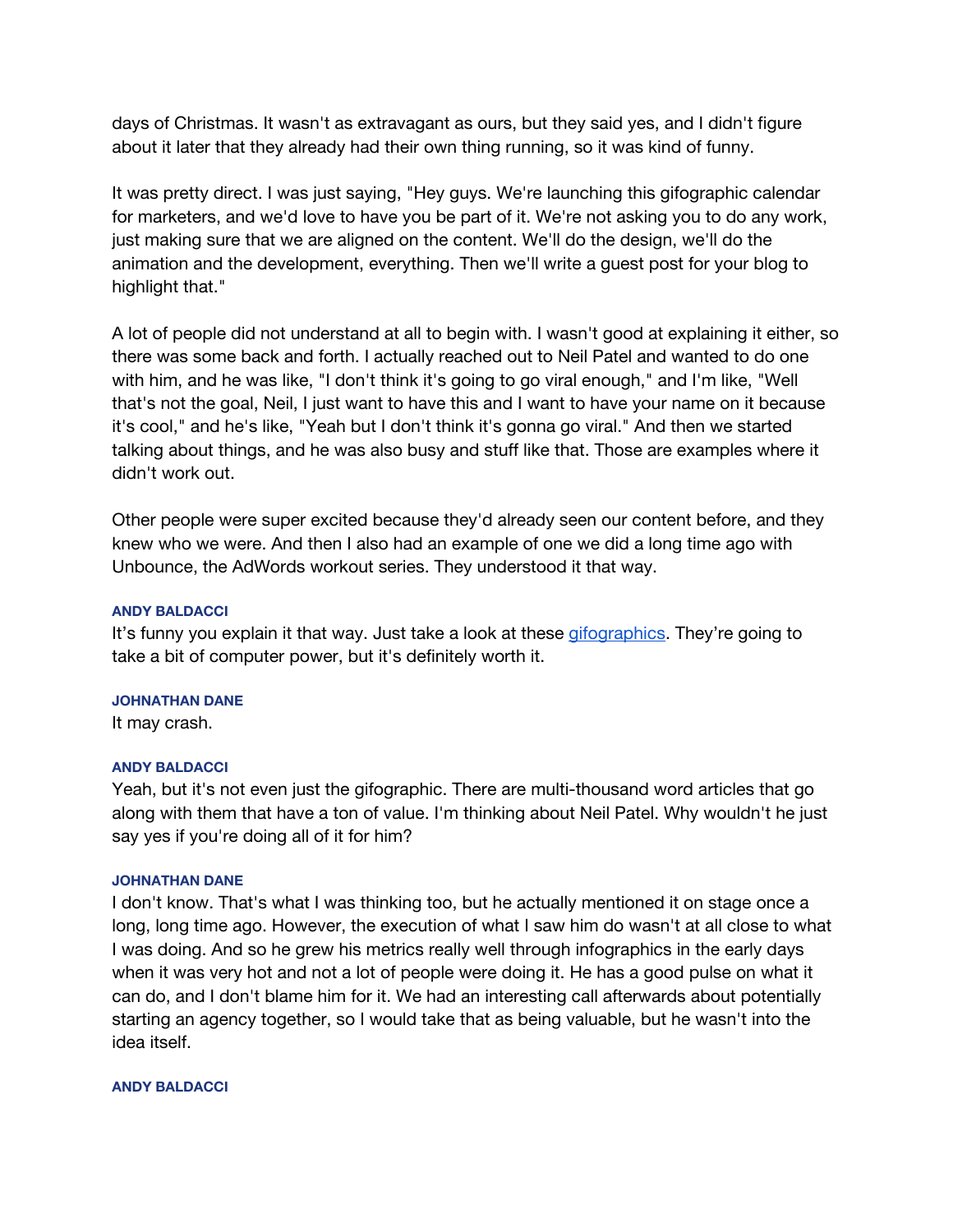days of Christmas. It wasn't as extravagant as ours, but they said yes, and I didn't figure about it later that they already had their own thing running, so it was kind of funny.

It was pretty direct. I was just saying, "Hey guys. We're launching this gifographic calendar for marketers, and we'd love to have you be part of it. We're not asking you to do any work, just making sure that we are aligned on the content. We'll do the design, we'll do the animation and the development, everything. Then we'll write a guest post for your blog to highlight that."

A lot of people did not understand at all to begin with. I wasn't good at explaining it either, so there was some back and forth. I actually reached out to Neil Patel and wanted to do one with him, and he was like, "I don't think it's going to go viral enough," and I'm like, "Well that's not the goal, Neil, I just want to have this and I want to have your name on it because it's cool," and he's like, "Yeah but I don't think it's gonna go viral." And then we started talking about things, and he was also busy and stuff like that. Those are examples where it didn't work out.

Other people were super excited because they'd already seen our content before, and they knew who we were. And then I also had an example of one we did a long time ago with Unbounce, the AdWords workout series. They understood it that way.

**ANDY BALDACCI**

It's funny you explain it that way. Just take a look at these [gifographics](). They're going to take a bit of computer power, but it's definitely worth it.

**JOHNATHAN DANE**

It may crash.

**ANDY BALDACCI**

Yeah, but it's not even just the gifographic. There are multi-thousand word articles that go along with them that have a ton of value. I'm thinking about Neil Patel. Why wouldn't he just say yes if you're doing all of it for him?

**JOHNATHAN DANE**

I don't know. That's what I was thinking too, but he actually mentioned it on stage once a long, long time ago. However, the execution of what I saw him do wasn't at all close to what I was doing. And so he grew his metrics really well through infographics in the early days when it was very hot and not a lot of people were doing it. He has a good pulse on what it can do, and I don't blame him for it. We had an interesting call afterwards about potentially starting an agency together, so I would take that as being valuable, but he wasn't into the idea itself.

**ANDY BALDACCI**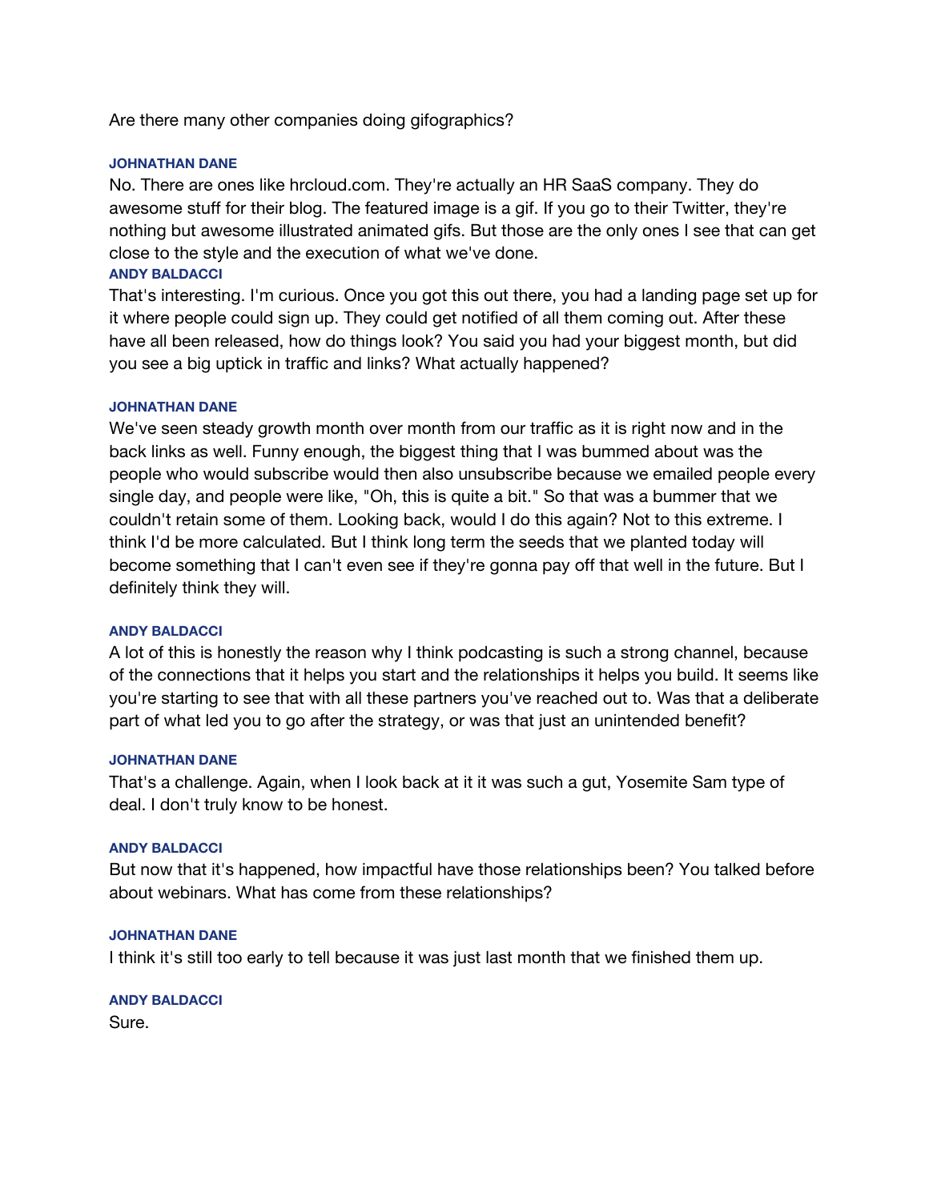Are there many other companies doing gifographics?

**JOHNATHAN DANE**

No. There are ones like hrcloud.com. They're actually an HR SaaS company. They do awesome stuff for their blog. The featured image is a gif. If you go to their Twitter, they're nothing but awesome illustrated animated gifs. But those are the only ones I see that can get close to the style and the execution of what we've done.

**ANDY BALDACCI**

That's interesting. I'm curious. Once you got this out there, you had a landing page set up for it where people could sign up. They could get notified of all them coming out. After these have all been released, how do things look? You said you had your biggest month, but did you see a big uptick in traffic and links? What actually happened?

**JOHNATHAN DANE**

We've seen steady growth month over month from our traffic as it is right now and in the back links as well. Funny enough, the biggest thing that I was bummed about was the people who would subscribe would then also unsubscribe because we emailed people every single day, and people were like, "Oh, this is quite a bit." So that was a bummer that we couldn't retain some of them. Looking back, would I do this again? Not to this extreme. I think I'd be more calculated. But I think long term the seeds that we planted today will become something that I can't even see if they're gonna pay off that well in the future. But I definitely think they will.

**ANDY BALDACCI**

A lot of this is honestly the reason why I think podcasting is such a strong channel, because of the connections that it helps you start and the relationships it helps you build. It seems like you're starting to see that with all these partners you've reached out to. Was that a deliberate part of what led you to go after the strategy, or was that just an unintended benefit?

**JOHNATHAN DANE**

That's a challenge. Again, when I look back at it it was such a gut, Yosemite Sam type of deal. I don't truly know to be honest.

**ANDY BALDACCI**

But now that it's happened, how impactful have those relationships been? You talked before about webinars. What has come from these relationships?

**JOHNATHAN DANE**

I think it's still too early to tell because it was just last month that we finished them up.

**ANDY BALDACCI**

Sure.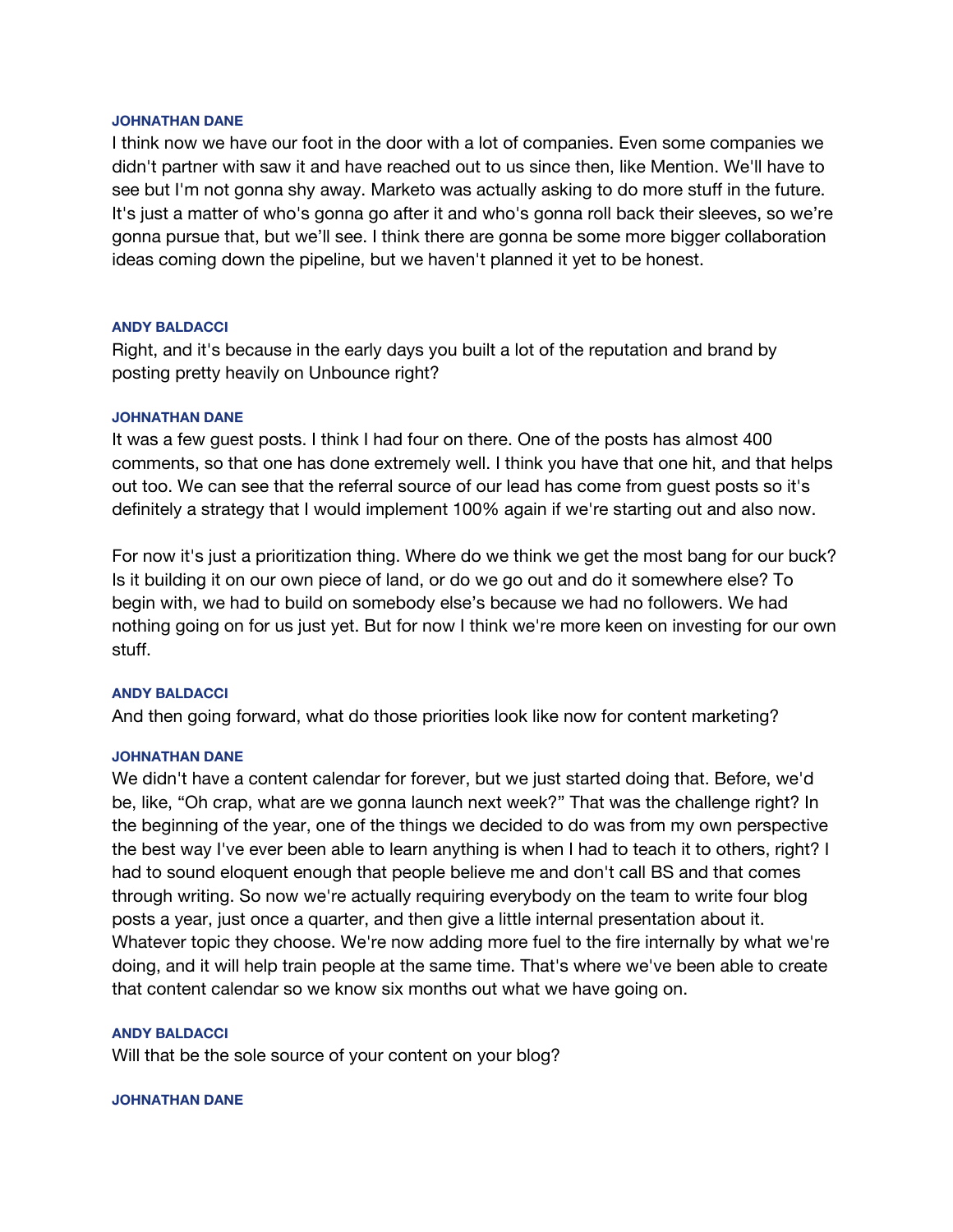**JOHNATHAN DANE**

I think now we have our foot in the door with a lot of companies. Even some companies we didn't partner with saw it and have reached out to us since then, like Mention. We'll have to see but I'm not gonna shy away. Marketo was actually asking to do more stuff in the future. It's just a matter of who's gonna go after it and who's gonna roll back their sleeves, so we're gonna pursue that, but we'll see. I think there are gonna be some more bigger collaboration ideas coming down the pipeline, but we haven't planned it yet to be honest.

**ANDY BALDACCI**

Right, and it's because in the early days you built a lot of the reputation and brand by posting pretty heavily on Unbounce right?

**JOHNATHAN DANE**

It was a few guest posts. I think I had four on there. One of the posts has almost 400 comments, so that one has done extremely well. I think you have that one hit, and that helps out too. We can see that the referral source of our lead has come from guest posts so it's definitely a strategy that I would implement 100% again if we're starting out and also now.

For now it's just a prioritization thing. Where do we think we get the most bang for our buck? Is it building it on our own piece of land, or do we go out and do it somewhere else? To begin with, we had to build on somebody else's because we had no followers. We had nothing going on for us just yet. But for now I think we're more keen on investing for our own stuff.

**ANDY BALDACCI**

And then going forward, what do those priorities look like now for content marketing?

**JOHNATHAN DANE**

We didn't have a content calendar for forever, but we just started doing that. Before, we'd be, like, "Oh crap, what are we gonna launch next week?" That was the challenge right? In the beginning of the year, one of the things we decided to do was from my own perspective the best way I've ever been able to learn anything is when I had to teach it to others, right? I had to sound eloquent enough that people believe me and don't call BS and that comes through writing. So now we're actually requiring everybody on the team to write four blog posts a year, just once a quarter, and then give a little internal presentation about it. Whatever topic they choose. We're now adding more fuel to the fire internally by what we're doing, and it will help train people at the same time. That's where we've been able to create that content calendar so we know six months out what we have going on.

**ANDY BALDACCI**

Will that be the sole source of your content on your blog?

**JOHNATHAN DANE**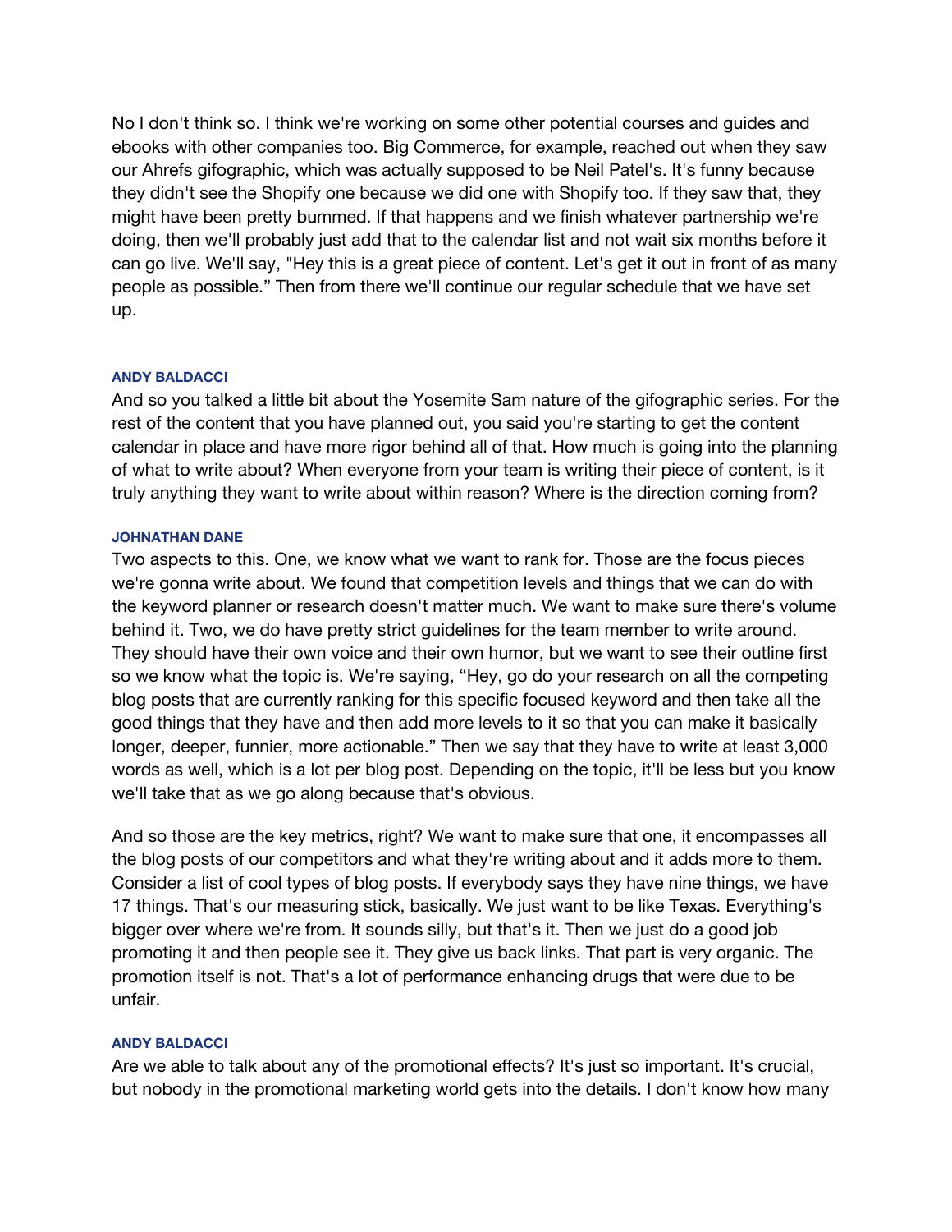No I don't think so. I think we're working on some other potential courses and guides and ebooks with other companies too. Big Commerce, for example, reached out when they saw our Ahrefs gifographic, which was actually supposed to be Neil Patel's. It's funny because they didn't see the Shopify one because we did one with Shopify too. If they saw that, they might have been pretty bummed. If that happens and we finish whatever partnership we're doing, then we'll probably just add that to the calendar list and not wait six months before it can go live. We'll say, "Hey this is a great piece of content. Let's get it out in front of as many people as possible." Then from there we'll continue our regular schedule that we have set up.

**ANDY BALDACCI**

And so you talked a little bit about the Yosemite Sam nature of the gifographic series. For the rest of the content that you have planned out, you said you're starting to get the content calendar in place and have more rigor behind all of that. How much is going into the planning of what to write about? When everyone from your team is writing their piece of content, is it truly anything they want to write about within reason? Where is the direction coming from?

**JOHNATHAN DANE**

Two aspects to this. One, we know what we want to rank for. Those are the focus pieces we're gonna write about. We found that competition levels and things that we can do with the keyword planner or research doesn't matter much. We want to make sure there's volume behind it. Two, we do have pretty strict guidelines for the team member to write around. They should have their own voice and their own humor, but we want to see their outline first so we know what the topic is. We're saying, "Hey, go do your research on all the competing blog posts that are currently ranking for this specific focused keyword and then take all the good things that they have and then add more levels to it so that you can make it basically longer, deeper, funnier, more actionable." Then we say that they have to write at least 3,000 words as well, which is a lot per blog post. Depending on the topic, it'll be less but you know we'll take that as we go along because that's obvious.

And so those are the key metrics, right? We want to make sure that one, it encompasses all the blog posts of our competitors and what they're writing about and it adds more to them. Consider a list of cool types of blog posts. If everybody says they have nine things, we have 17 things. That's our measuring stick, basically. We just want to be like Texas. Everything's bigger over where we're from. It sounds silly, but that's it. Then we just do a good job promoting it and then people see it. They give us back links. That part is very organic. The promotion itself is not. That's a lot of performance enhancing drugs that were due to be unfair.

**ANDY BALDACCI**

Are we able to talk about any of the promotional effects? It's just so important. It's crucial, but nobody in the promotional marketing world gets into the details. I don't know how many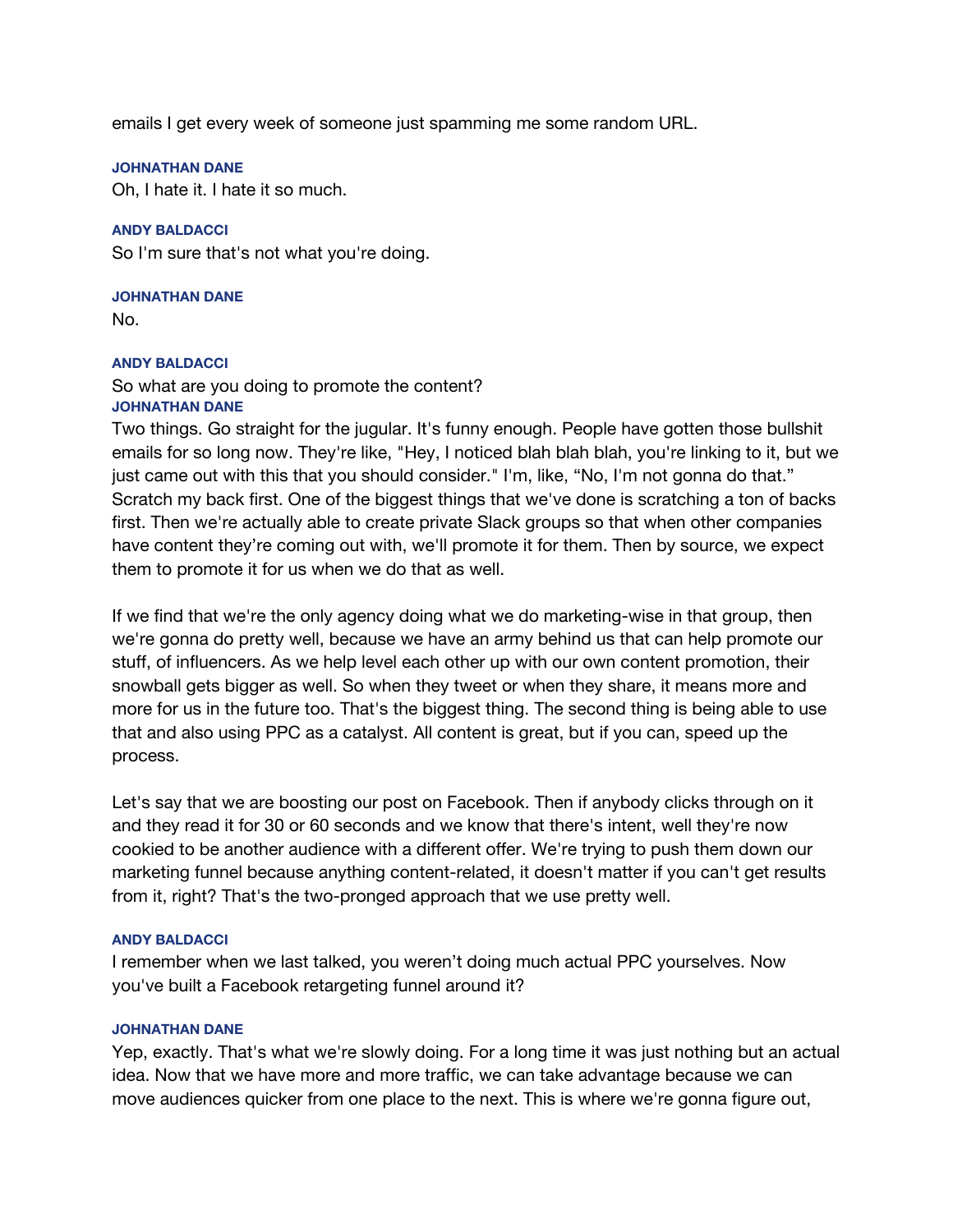emails I get every week of someone just spamming me some random URL.

**JOHNATHAN DANE**
Oh, I hate it. I hate it so much.

**ANDY BALDACCI**
So I'm sure that's not what you're doing.

**JOHNATHAN DANE**
No.

**ANDY BALDACCI**
So what are you doing to promote the content?

**JOHNATHAN DANE**
Two things. Go straight for the jugular. It's funny enough. People have gotten those bullshit emails for so long now. They're like, "Hey, I noticed blah blah blah, you're linking to it, but we just came out with this that you should consider." I'm, like, "No, I'm not gonna do that." Scratch my back first. One of the biggest things that we've done is scratching a ton of backs first. Then we're actually able to create private Slack groups so that when other companies have content they're coming out with, we'll promote it for them. Then by source, we expect them to promote it for us when we do that as well.

If we find that we're the only agency doing what we do marketing-wise in that group, then we're gonna do pretty well, because we have an army behind us that can help promote our stuff, of influencers. As we help level each other up with our own content promotion, their snowball gets bigger as well. So when they tweet or when they share, it means more and more for us in the future too. That's the biggest thing. The second thing is being able to use that and also using PPC as a catalyst. All content is great, but if you can, speed up the process.

Let's say that we are boosting our post on Facebook. Then if anybody clicks through on it and they read it for 30 or 60 seconds and we know that there's intent, well they're now cookied to be another audience with a different offer. We're trying to push them down our marketing funnel because anything content-related, it doesn't matter if you can't get results from it, right? That's the two-pronged approach that we use pretty well.

**ANDY BALDACCI**
I remember when we last talked, you weren't doing much actual PPC yourselves. Now you've built a Facebook retargeting funnel around it?

**JOHNATHAN DANE**
Yep, exactly. That's what we're slowly doing. For a long time it was just nothing but an actual idea. Now that we have more and more traffic, we can take advantage because we can move audiences quicker from one place to the next. This is where we're gonna figure out,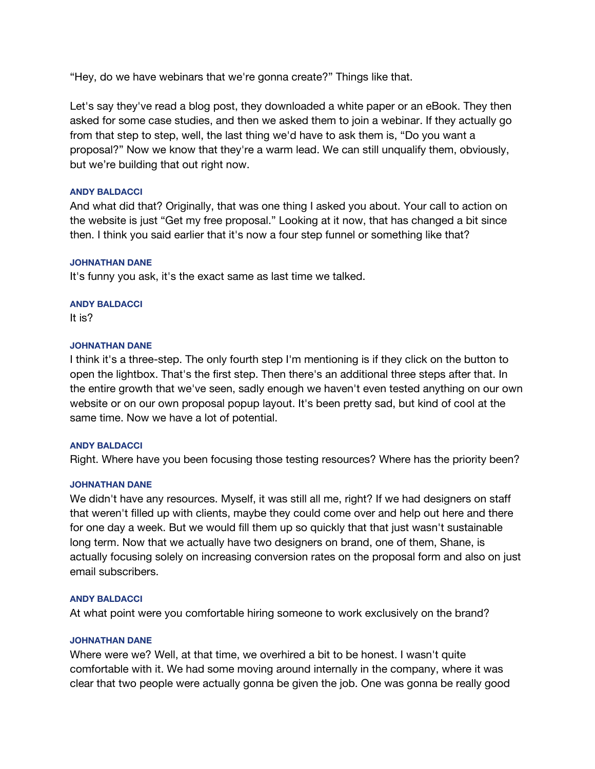"Hey, do we have webinars that we're gonna create?" Things like that.

Let's say they've read a blog post, they downloaded a white paper or an eBook. They then asked for some case studies, and then we asked them to join a webinar. If they actually go from that step to step, well, the last thing we'd have to ask them is, "Do you want a proposal?" Now we know that they're a warm lead. We can still unqualify them, obviously, but we're building that out right now.

**ANDY BALDACCI**
And what did that? Originally, that was one thing I asked you about. Your call to action on the website is just "Get my free proposal." Looking at it now, that has changed a bit since then. I think you said earlier that it's now a four step funnel or something like that?

**JOHNATHAN DANE**
It's funny you ask, it's the exact same as last time we talked.

**ANDY BALDACCI**
It is?

**JOHNATHAN DANE**
I think it's a three-step. The only fourth step I'm mentioning is if they click on the button to open the lightbox. That's the first step. Then there's an additional three steps after that. In the entire growth that we've seen, sadly enough we haven't even tested anything on our own website or on our own proposal popup layout. It's been pretty sad, but kind of cool at the same time. Now we have a lot of potential.

**ANDY BALDACCI**
Right. Where have you been focusing those testing resources? Where has the priority been?

**JOHNATHAN DANE**
We didn't have any resources. Myself, it was still all me, right? If we had designers on staff that weren't filled up with clients, maybe they could come over and help out here and there for one day a week. But we would fill them up so quickly that that just wasn't sustainable long term. Now that we actually have two designers on brand, one of them, Shane, is actually focusing solely on increasing conversion rates on the proposal form and also on just email subscribers.

**ANDY BALDACCI**
At what point were you comfortable hiring someone to work exclusively on the brand?

**JOHNATHAN DANE**
Where were we? Well, at that time, we overhired a bit to be honest. I wasn't quite comfortable with it. We had some moving around internally in the company, where it was clear that two people were actually gonna be given the job. One was gonna be really good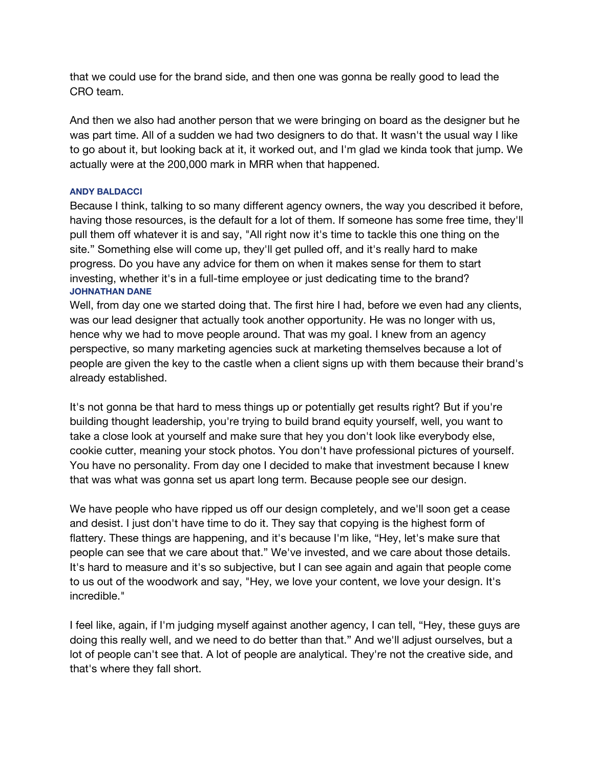that we could use for the brand side, and then one was gonna be really good to lead the CRO team.

And then we also had another person that we were bringing on board as the designer but he was part time. All of a sudden we had two designers to do that. It wasn't the usual way I like to go about it, but looking back at it, it worked out, and I'm glad we kinda took that jump. We actually were at the 200,000 mark in MRR when that happened.

**ANDY BALDACCI**

Because I think, talking to so many different agency owners, the way you described it before, having those resources, is the default for a lot of them. If someone has some free time, they'll pull them off whatever it is and say, "All right now it's time to tackle this one thing on the site." Something else will come up, they'll get pulled off, and it's really hard to make progress. Do you have any advice for them on when it makes sense for them to start investing, whether it's in a full-time employee or just dedicating time to the brand?

**JOHNATHAN DANE**

Well, from day one we started doing that. The first hire I had, before we even had any clients, was our lead designer that actually took another opportunity. He was no longer with us, hence why we had to move people around. That was my goal. I knew from an agency perspective, so many marketing agencies suck at marketing themselves because a lot of people are given the key to the castle when a client signs up with them because their brand's already established.

It's not gonna be that hard to mess things up or potentially get results right? But if you're building thought leadership, you're trying to build brand equity yourself, well, you want to take a close look at yourself and make sure that hey you don't look like everybody else, cookie cutter, meaning your stock photos. You don't have professional pictures of yourself. You have no personality. From day one I decided to make that investment because I knew that was what was gonna set us apart long term. Because people see our design.

We have people who have ripped us off our design completely, and we'll soon get a cease and desist. I just don't have time to do it. They say that copying is the highest form of flattery. These things are happening, and it's because I'm like, "Hey, let's make sure that people can see that we care about that." We've invested, and we care about those details. It's hard to measure and it's so subjective, but I can see again and again that people come to us out of the woodwork and say, "Hey, we love your content, we love your design. It's incredible."

I feel like, again, if I'm judging myself against another agency, I can tell, "Hey, these guys are doing this really well, and we need to do better than that." And we'll adjust ourselves, but a lot of people can't see that. A lot of people are analytical. They're not the creative side, and that's where they fall short.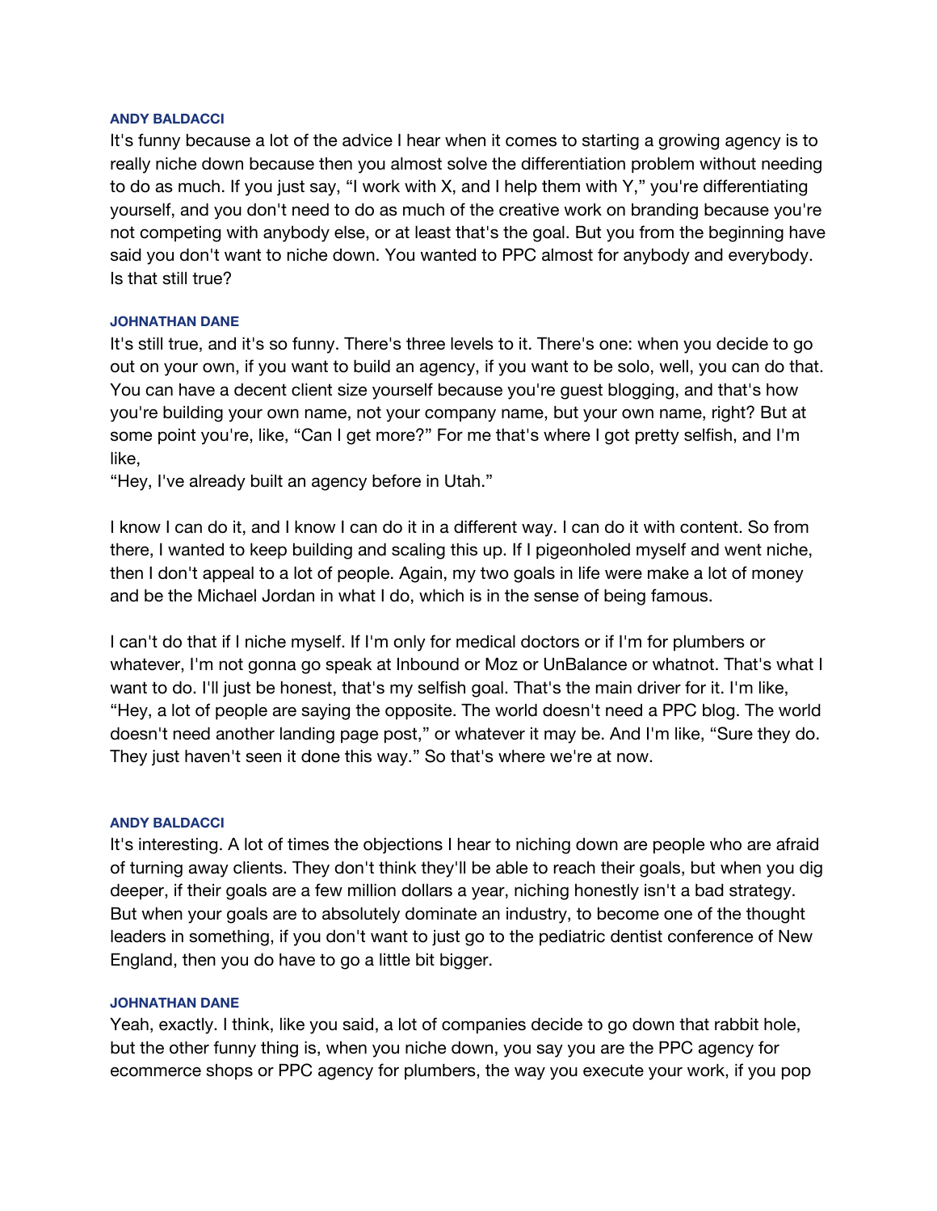**ANDY BALDACCI**

It's funny because a lot of the advice I hear when it comes to starting a growing agency is to really niche down because then you almost solve the differentiation problem without needing to do as much. If you just say, "I work with X, and I help them with Y," you're differentiating yourself, and you don't need to do as much of the creative work on branding because you're not competing with anybody else, or at least that's the goal. But you from the beginning have said you don't want to niche down. You wanted to PPC almost for anybody and everybody. Is that still true?

**JOHNATHAN DANE**

It's still true, and it's so funny. There's three levels to it. There's one: when you decide to go out on your own, if you want to build an agency, if you want to be solo, well, you can do that. You can have a decent client size yourself because you're guest blogging, and that's how you're building your own name, not your company name, but your own name, right? But at some point you're, like, "Can I get more?" For me that's where I got pretty selfish, and I'm like,
"Hey, I've already built an agency before in Utah."

I know I can do it, and I know I can do it in a different way. I can do it with content. So from there, I wanted to keep building and scaling this up. If I pigeonholed myself and went niche, then I don't appeal to a lot of people. Again, my two goals in life were make a lot of money and be the Michael Jordan in what I do, which is in the sense of being famous.

I can't do that if I niche myself. If I'm only for medical doctors or if I'm for plumbers or whatever, I'm not gonna go speak at Inbound or Moz or UnBalance or whatnot. That's what I want to do. I'll just be honest, that's my selfish goal. That's the main driver for it. I'm like, "Hey, a lot of people are saying the opposite. The world doesn't need a PPC blog. The world doesn't need another landing page post," or whatever it may be. And I'm like, "Sure they do. They just haven't seen it done this way." So that's where we're at now.

**ANDY BALDACCI**

It's interesting. A lot of times the objections I hear to niching down are people who are afraid of turning away clients. They don't think they'll be able to reach their goals, but when you dig deeper, if their goals are a few million dollars a year, niching honestly isn't a bad strategy. But when your goals are to absolutely dominate an industry, to become one of the thought leaders in something, if you don't want to just go to the pediatric dentist conference of New England, then you do have to go a little bit bigger.

**JOHNATHAN DANE**

Yeah, exactly. I think, like you said, a lot of companies decide to go down that rabbit hole, but the other funny thing is, when you niche down, you say you are the PPC agency for ecommerce shops or PPC agency for plumbers, the way you execute your work, if you pop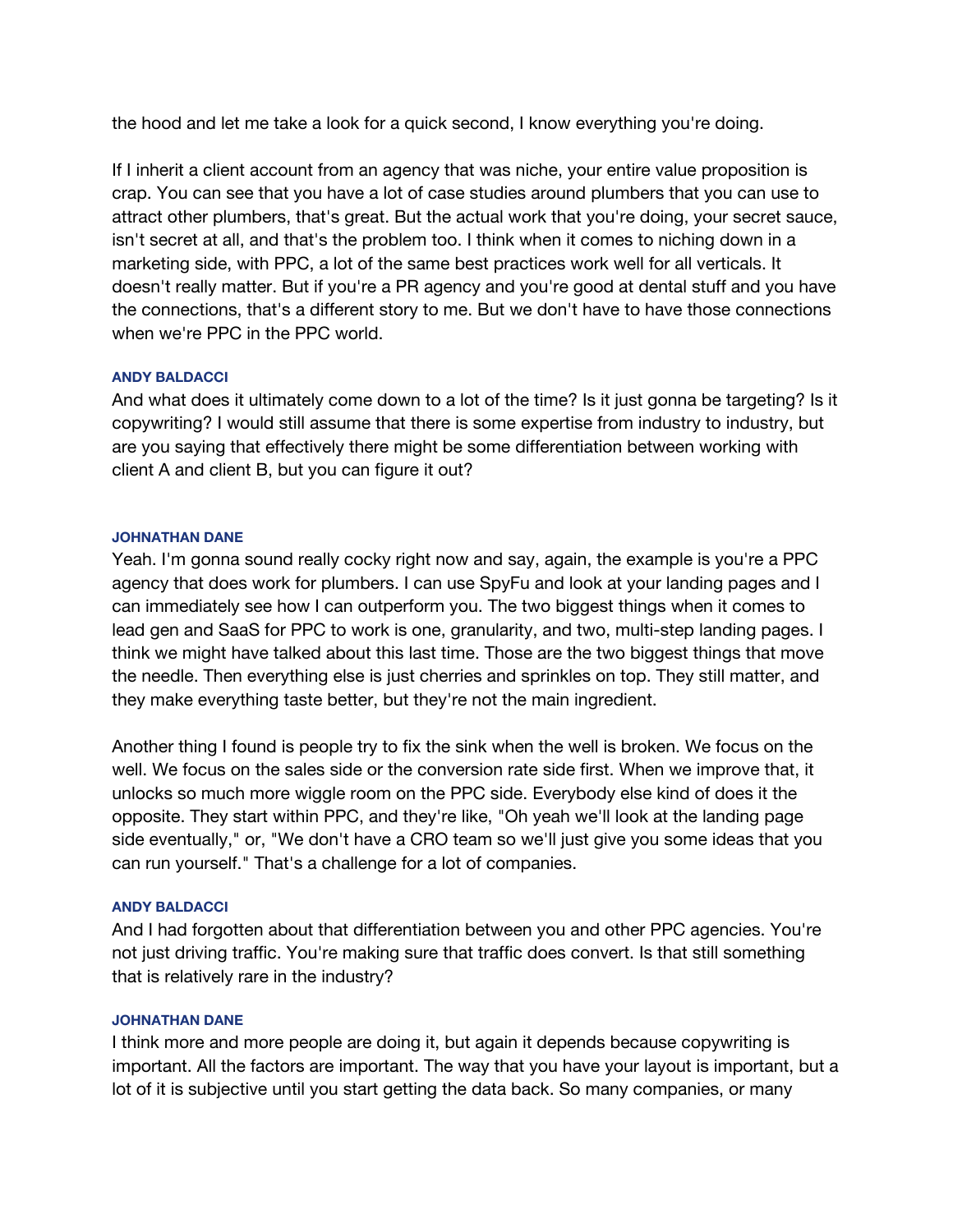the hood and let me take a look for a quick second, I know everything you're doing.

If I inherit a client account from an agency that was niche, your entire value proposition is crap. You can see that you have a lot of case studies around plumbers that you can use to attract other plumbers, that's great. But the actual work that you're doing, your secret sauce, isn't secret at all, and that's the problem too. I think when it comes to niching down in a marketing side, with PPC, a lot of the same best practices work well for all verticals. It doesn't really matter. But if you're a PR agency and you're good at dental stuff and you have the connections, that's a different story to me. But we don't have to have those connections when we're PPC in the PPC world.

**ANDY BALDACCI**

And what does it ultimately come down to a lot of the time? Is it just gonna be targeting? Is it copywriting? I would still assume that there is some expertise from industry to industry, but are you saying that effectively there might be some differentiation between working with client A and client B, but you can figure it out?

**JOHNATHAN DANE**

Yeah. I'm gonna sound really cocky right now and say, again, the example is you're a PPC agency that does work for plumbers. I can use SpyFu and look at your landing pages and I can immediately see how I can outperform you. The two biggest things when it comes to lead gen and SaaS for PPC to work is one, granularity, and two, multi-step landing pages. I think we might have talked about this last time. Those are the two biggest things that move the needle. Then everything else is just cherries and sprinkles on top. They still matter, and they make everything taste better, but they're not the main ingredient.

Another thing I found is people try to fix the sink when the well is broken. We focus on the well. We focus on the sales side or the conversion rate side first. When we improve that, it unlocks so much more wiggle room on the PPC side. Everybody else kind of does it the opposite. They start within PPC, and they're like, "Oh yeah we'll look at the landing page side eventually," or, "We don't have a CRO team so we'll just give you some ideas that you can run yourself." That's a challenge for a lot of companies.

**ANDY BALDACCI**

And I had forgotten about that differentiation between you and other PPC agencies. You're not just driving traffic. You're making sure that traffic does convert. Is that still something that is relatively rare in the industry?

**JOHNATHAN DANE**

I think more and more people are doing it, but again it depends because copywriting is important. All the factors are important. The way that you have your layout is important, but a lot of it is subjective until you start getting the data back. So many companies, or many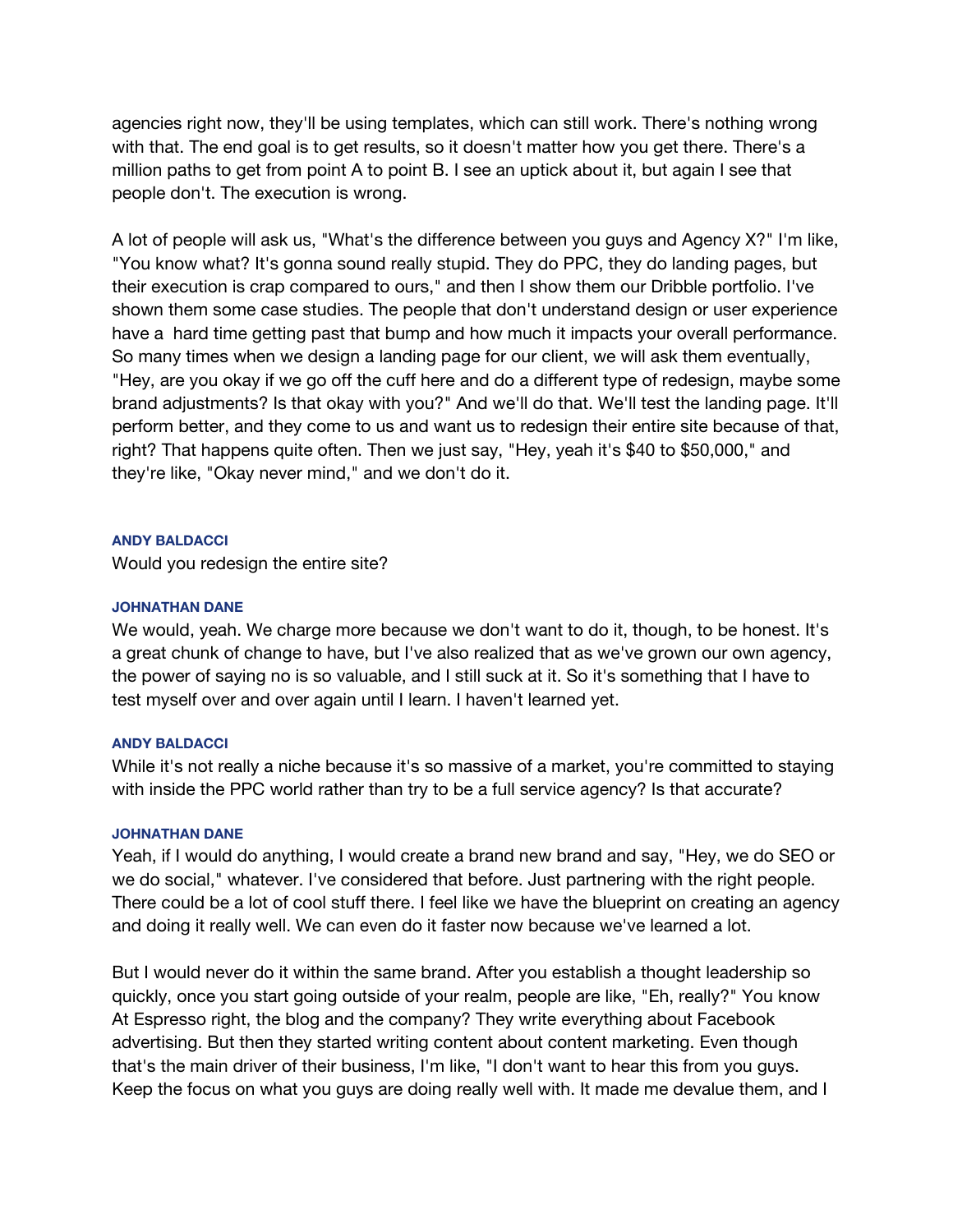agencies right now, they'll be using templates, which can still work. There's nothing wrong with that. The end goal is to get results, so it doesn't matter how you get there. There's a million paths to get from point A to point B. I see an uptick about it, but again I see that people don't. The execution is wrong.

A lot of people will ask us, "What's the difference between you guys and Agency X?" I'm like, "You know what? It's gonna sound really stupid. They do PPC, they do landing pages, but their execution is crap compared to ours," and then I show them our Dribble portfolio. I've shown them some case studies. The people that don't understand design or user experience have a hard time getting past that bump and how much it impacts your overall performance. So many times when we design a landing page for our client, we will ask them eventually, "Hey, are you okay if we go off the cuff here and do a different type of redesign, maybe some brand adjustments? Is that okay with you?" And we'll do that. We'll test the landing page. It'll perform better, and they come to us and want us to redesign their entire site because of that, right? That happens quite often. Then we just say, "Hey, yeah it's $40 to $50,000," and they're like, "Okay never mind," and we don't do it.

**ANDY BALDACCI**

Would you redesign the entire site?

**JOHNATHAN DANE**

We would, yeah. We charge more because we don't want to do it, though, to be honest. It's a great chunk of change to have, but I've also realized that as we've grown our own agency, the power of saying no is so valuable, and I still suck at it. So it's something that I have to test myself over and over again until I learn. I haven't learned yet.

**ANDY BALDACCI**

While it's not really a niche because it's so massive of a market, you're committed to staying with inside the PPC world rather than try to be a full service agency? Is that accurate?

**JOHNATHAN DANE**

Yeah, if I would do anything, I would create a brand new brand and say, "Hey, we do SEO or we do social," whatever. I've considered that before. Just partnering with the right people. There could be a lot of cool stuff there. I feel like we have the blueprint on creating an agency and doing it really well. We can even do it faster now because we've learned a lot.

But I would never do it within the same brand. After you establish a thought leadership so quickly, once you start going outside of your realm, people are like, "Eh, really?" You know At Espresso right, the blog and the company? They write everything about Facebook advertising. But then they started writing content about content marketing. Even though that's the main driver of their business, I'm like, "I don't want to hear this from you guys. Keep the focus on what you guys are doing really well with. It made me devalue them, and I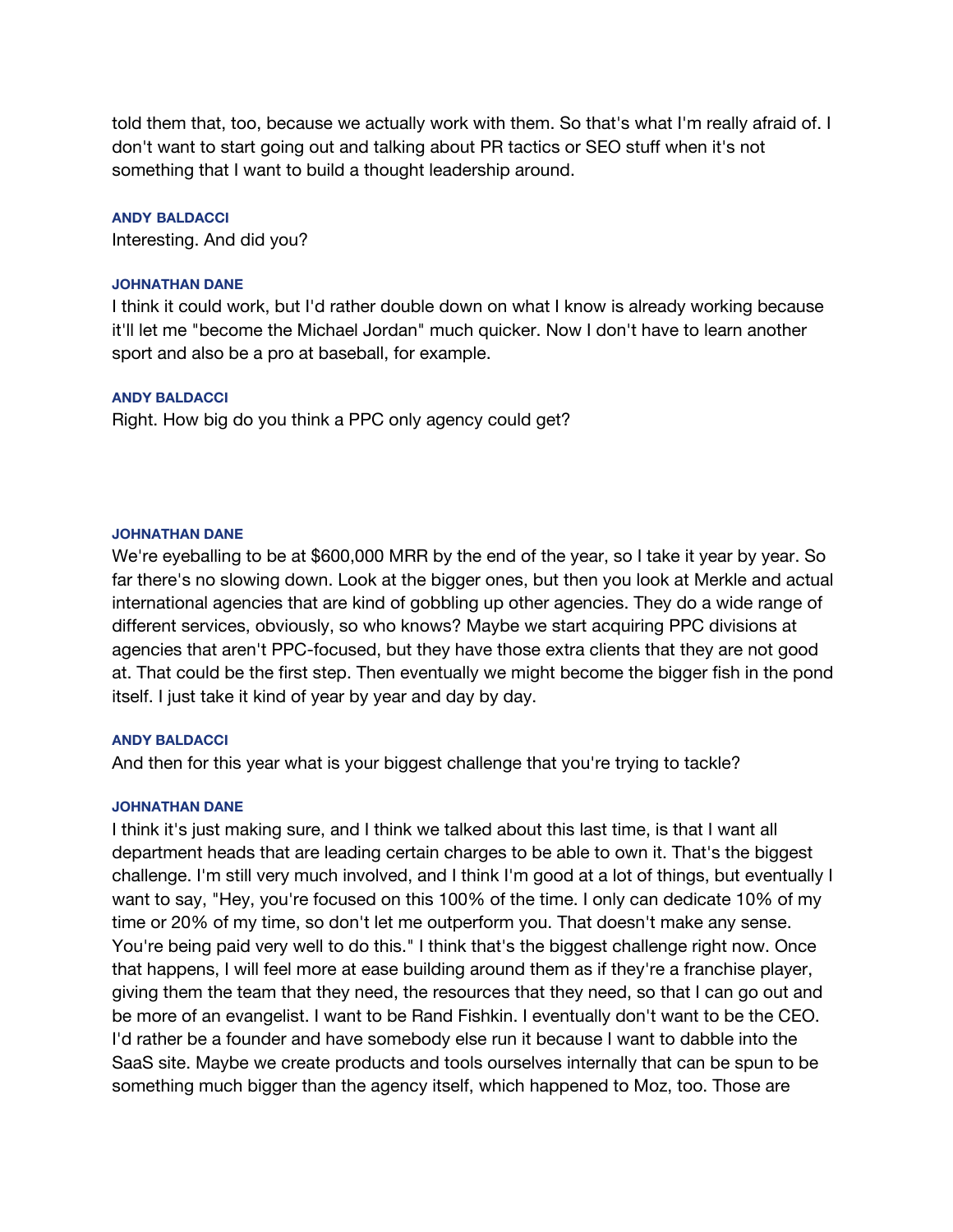told them that, too, because we actually work with them. So that's what I'm really afraid of. I don't want to start going out and talking about PR tactics or SEO stuff when it's not something that I want to build a thought leadership around.

**ANDY BALDACCI**
Interesting. And did you?

**JOHNATHAN DANE**
I think it could work, but I'd rather double down on what I know is already working because it'll let me "become the Michael Jordan" much quicker. Now I don't have to learn another sport and also be a pro at baseball, for example.

**ANDY BALDACCI**
Right. How big do you think a PPC only agency could get?

**JOHNATHAN DANE**
We're eyeballing to be at $600,000 MRR by the end of the year, so I take it year by year. So far there's no slowing down. Look at the bigger ones, but then you look at Merkle and actual international agencies that are kind of gobbling up other agencies. They do a wide range of different services, obviously, so who knows? Maybe we start acquiring PPC divisions at agencies that aren't PPC-focused, but they have those extra clients that they are not good at. That could be the first step. Then eventually we might become the bigger fish in the pond itself. I just take it kind of year by year and day by day.

**ANDY BALDACCI**
And then for this year what is your biggest challenge that you're trying to tackle?

**JOHNATHAN DANE**
I think it's just making sure, and I think we talked about this last time, is that I want all department heads that are leading certain charges to be able to own it. That's the biggest challenge. I'm still very much involved, and I think I'm good at a lot of things, but eventually I want to say, "Hey, you're focused on this 100% of the time. I only can dedicate 10% of my time or 20% of my time, so don't let me outperform you. That doesn't make any sense. You're being paid very well to do this." I think that's the biggest challenge right now. Once that happens, I will feel more at ease building around them as if they're a franchise player, giving them the team that they need, the resources that they need, so that I can go out and be more of an evangelist. I want to be Rand Fishkin. I eventually don't want to be the CEO. I'd rather be a founder and have somebody else run it because I want to dabble into the SaaS site. Maybe we create products and tools ourselves internally that can be spun to be something much bigger than the agency itself, which happened to Moz, too. Those are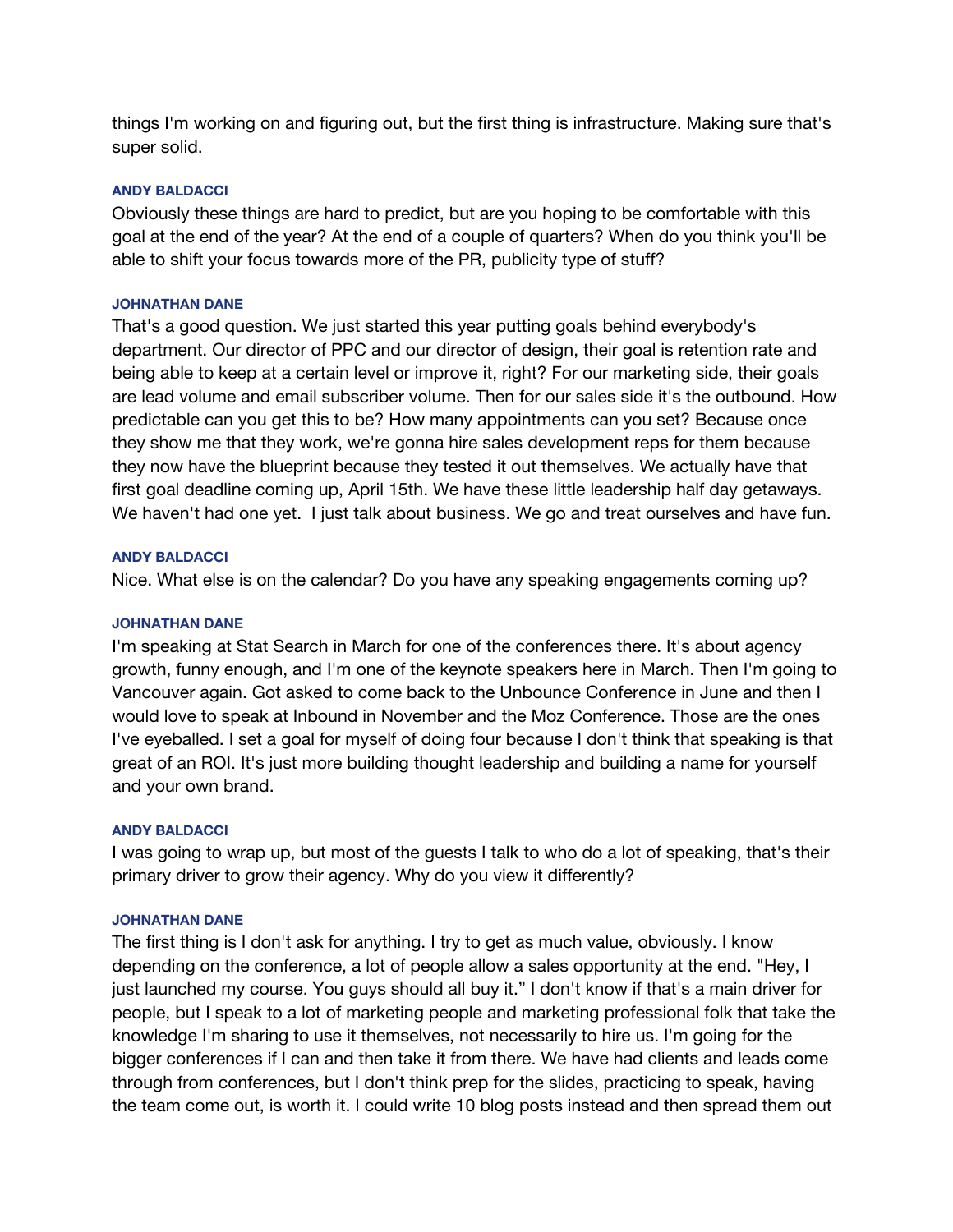things I'm working on and figuring out, but the first thing is infrastructure. Making sure that's super solid.

**ANDY BALDACCI**

Obviously these things are hard to predict, but are you hoping to be comfortable with this goal at the end of the year? At the end of a couple of quarters? When do you think you'll be able to shift your focus towards more of the PR, publicity type of stuff?

**JOHNATHAN DANE**

That's a good question. We just started this year putting goals behind everybody's department. Our director of PPC and our director of design, their goal is retention rate and being able to keep at a certain level or improve it, right? For our marketing side, their goals are lead volume and email subscriber volume. Then for our sales side it's the outbound. How predictable can you get this to be? How many appointments can you set? Because once they show me that they work, we're gonna hire sales development reps for them because they now have the blueprint because they tested it out themselves. We actually have that first goal deadline coming up, April 15th. We have these little leadership half day getaways. We haven't had one yet. I just talk about business. We go and treat ourselves and have fun.

**ANDY BALDACCI**

Nice. What else is on the calendar? Do you have any speaking engagements coming up?

**JOHNATHAN DANE**

I'm speaking at Stat Search in March for one of the conferences there. It's about agency growth, funny enough, and I'm one of the keynote speakers here in March. Then I'm going to Vancouver again. Got asked to come back to the Unbounce Conference in June and then I would love to speak at Inbound in November and the Moz Conference. Those are the ones I've eyeballed. I set a goal for myself of doing four because I don't think that speaking is that great of an ROI. It's just more building thought leadership and building a name for yourself and your own brand.

**ANDY BALDACCI**

I was going to wrap up, but most of the guests I talk to who do a lot of speaking, that's their primary driver to grow their agency. Why do you view it differently?

**JOHNATHAN DANE**

The first thing is I don't ask for anything. I try to get as much value, obviously. I know depending on the conference, a lot of people allow a sales opportunity at the end. "Hey, I just launched my course. You guys should all buy it." I don't know if that's a main driver for people, but I speak to a lot of marketing people and marketing professional folk that take the knowledge I'm sharing to use it themselves, not necessarily to hire us. I'm going for the bigger conferences if I can and then take it from there. We have had clients and leads come through from conferences, but I don't think prep for the slides, practicing to speak, having the team come out, is worth it. I could write 10 blog posts instead and then spread them out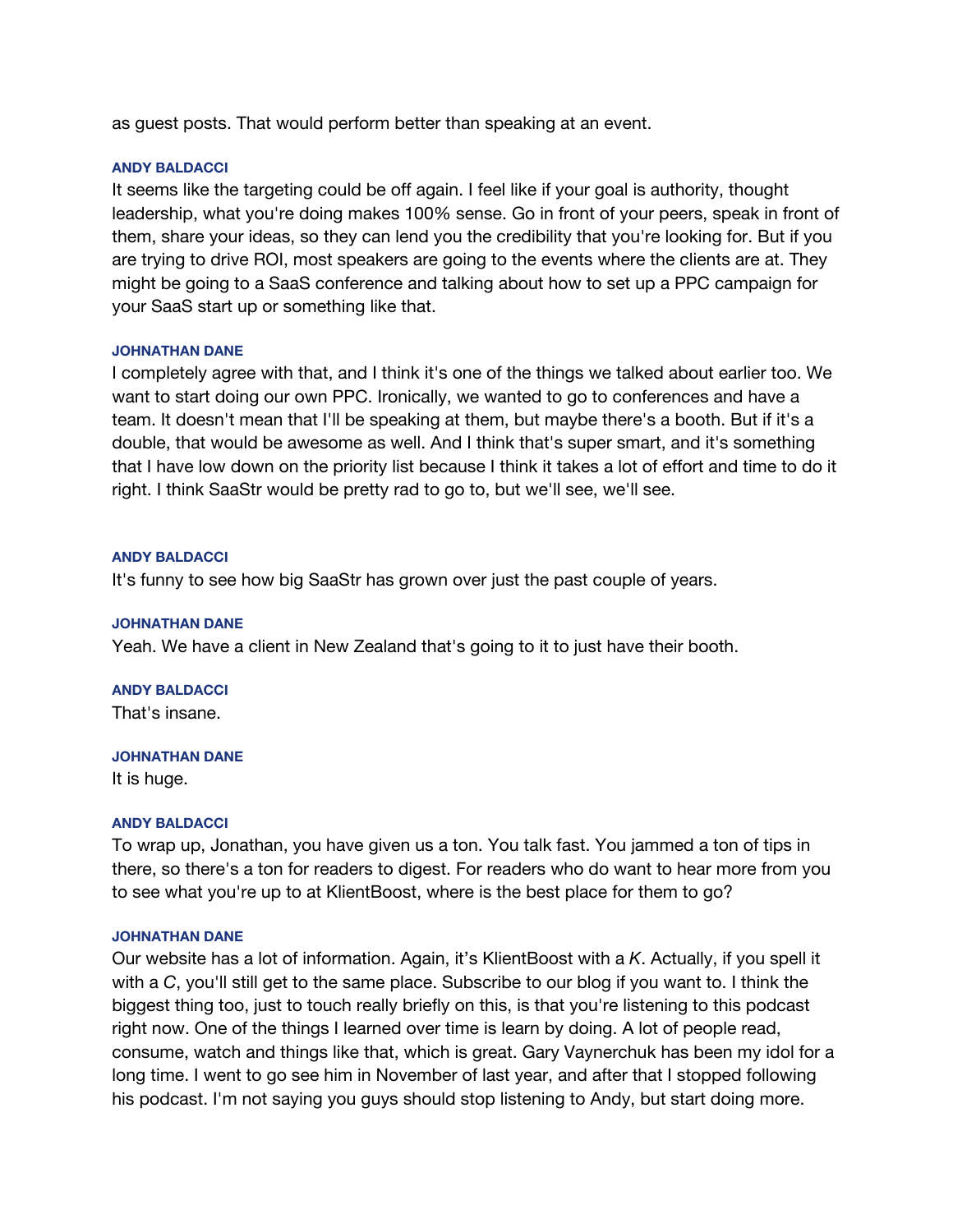as guest posts. That would perform better than speaking at an event.

**ANDY BALDACCI**

It seems like the targeting could be off again. I feel like if your goal is authority, thought leadership, what you're doing makes 100% sense. Go in front of your peers, speak in front of them, share your ideas, so they can lend you the credibility that you're looking for. But if you are trying to drive ROI, most speakers are going to the events where the clients are at. They might be going to a SaaS conference and talking about how to set up a PPC campaign for your SaaS start up or something like that.

**JOHNATHAN DANE**

I completely agree with that, and I think it's one of the things we talked about earlier too. We want to start doing our own PPC. Ironically, we wanted to go to conferences and have a team. It doesn't mean that I'll be speaking at them, but maybe there's a booth. But if it's a double, that would be awesome as well. And I think that's super smart, and it's something that I have low down on the priority list because I think it takes a lot of effort and time to do it right. I think SaaStr would be pretty rad to go to, but we'll see, we'll see.

**ANDY BALDACCI**

It's funny to see how big SaaStr has grown over just the past couple of years.

**JOHNATHAN DANE**

Yeah. We have a client in New Zealand that's going to it to just have their booth.

**ANDY BALDACCI**

That's insane.

**JOHNATHAN DANE**

It is huge.

**ANDY BALDACCI**

To wrap up, Jonathan, you have given us a ton. You talk fast. You jammed a ton of tips in there, so there's a ton for readers to digest. For readers who do want to hear more from you to see what you're up to at KlientBoost, where is the best place for them to go?

**JOHNATHAN DANE**

Our website has a lot of information. Again, it's KlientBoost with a *K*. Actually, if you spell it with a *C*, you'll still get to the same place. Subscribe to our blog if you want to. I think the biggest thing too, just to touch really briefly on this, is that you're listening to this podcast right now. One of the things I learned over time is learn by doing. A lot of people read, consume, watch and things like that, which is great. Gary Vaynerchuk has been my idol for a long time. I went to go see him in November of last year, and after that I stopped following his podcast. I'm not saying you guys should stop listening to Andy, but start doing more.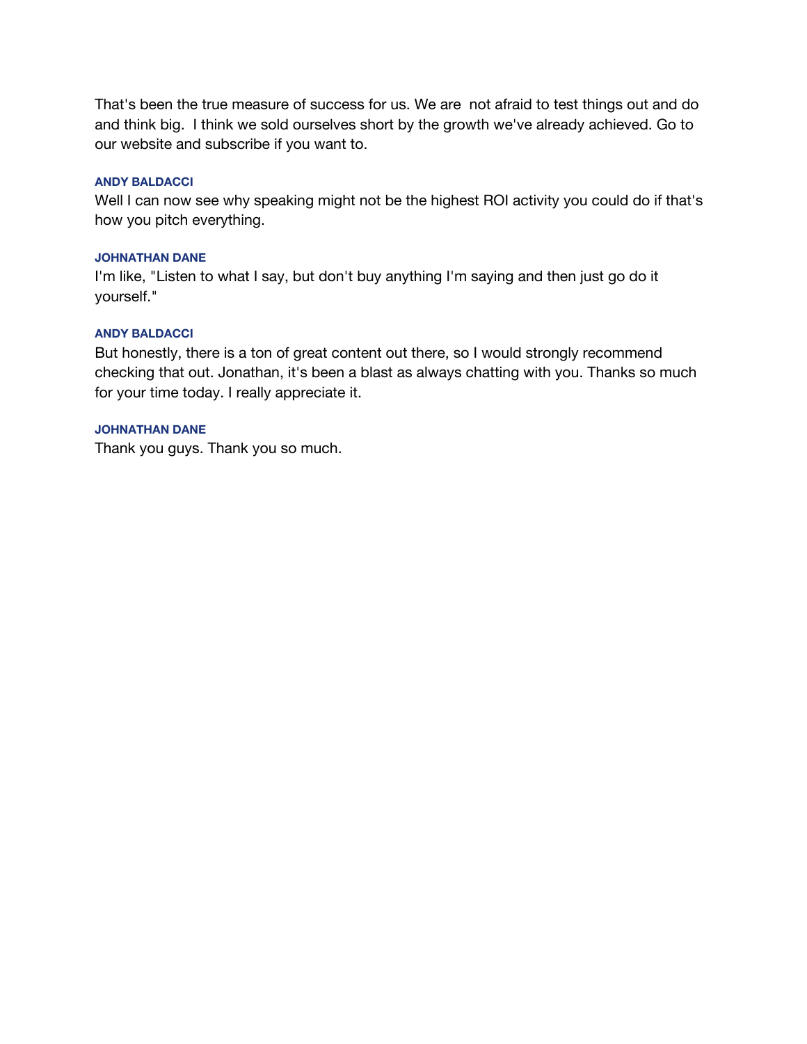That's been the true measure of success for us. We are  not afraid to test things out and do and think big.  I think we sold ourselves short by the growth we've already achieved. Go to our website and subscribe if you want to.

**ANDY BALDACCI**

Well I can now see why speaking might not be the highest ROI activity you could do if that's how you pitch everything.

**JOHNATHAN DANE**

I'm like, "Listen to what I say, but don't buy anything I'm saying and then just go do it yourself."

**ANDY BALDACCI**

But honestly, there is a ton of great content out there, so I would strongly recommend checking that out. Jonathan, it's been a blast as always chatting with you. Thanks so much for your time today. I really appreciate it.

**JOHNATHAN DANE**

Thank you guys. Thank you so much.